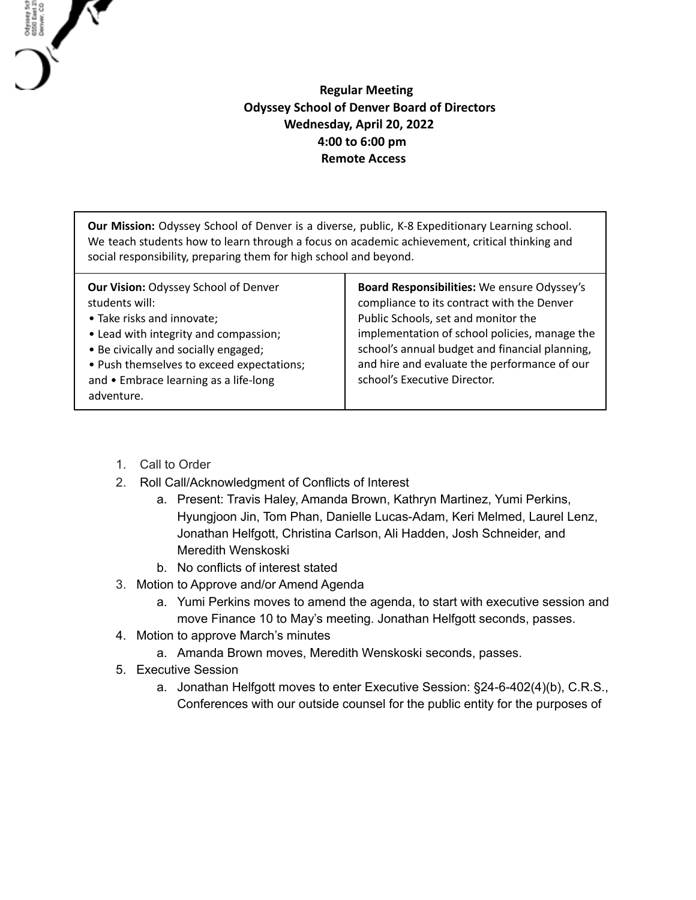**Regular Meeting**
**Odyssey School of Denver Board of Directors**
**Wednesday, April 20, 2022**
**4:00 to 6:00 pm**
**Remote Access**

| **Our Mission:** Odyssey School of Denver is a diverse, public, K-8 Expeditionary Learning school. We teach students how to learn through a focus on academic achievement, critical thinking and social responsibility, preparing them for high school and beyond. | |
|---|---|
| **Our Vision:** Odyssey School of Denver students will:<br>• Take risks and innovate;<br>• Lead with integrity and compassion;<br>• Be civically and socially engaged;<br>• Push themselves to exceed expectations; and • Embrace learning as a life-long adventure. | **Board Responsibilities:** We ensure Odyssey's compliance to its contract with the Denver Public Schools, set and monitor the implementation of school policies, manage the school's annual budget and financial planning, and hire and evaluate the performance of our school's Executive Director. |

1. Call to Order
2. Roll Call/Acknowledgment of Conflicts of Interest
    a. Present: Travis Haley, Amanda Brown, Kathryn Martinez, Yumi Perkins, Hyungjoon Jin, Tom Phan, Danielle Lucas-Adam, Keri Melmed, Laurel Lenz, Jonathan Helfgott, Christina Carlson, Ali Hadden, Josh Schneider, and Meredith Wenskoski
    b. No conflicts of interest stated
3. Motion to Approve and/or Amend Agenda
    a. Yumi Perkins moves to amend the agenda, to start with executive session and move Finance 10 to May's meeting. Jonathan Helfgott seconds, passes.
4. Motion to approve March's minutes
    a. Amanda Brown moves, Meredith Wenskoski seconds, passes.
5. Executive Session
    a. Jonathan Helfgott moves to enter Executive Session: §24-6-402(4)(b), C.R.S., Conferences with our outside counsel for the public entity for the purposes of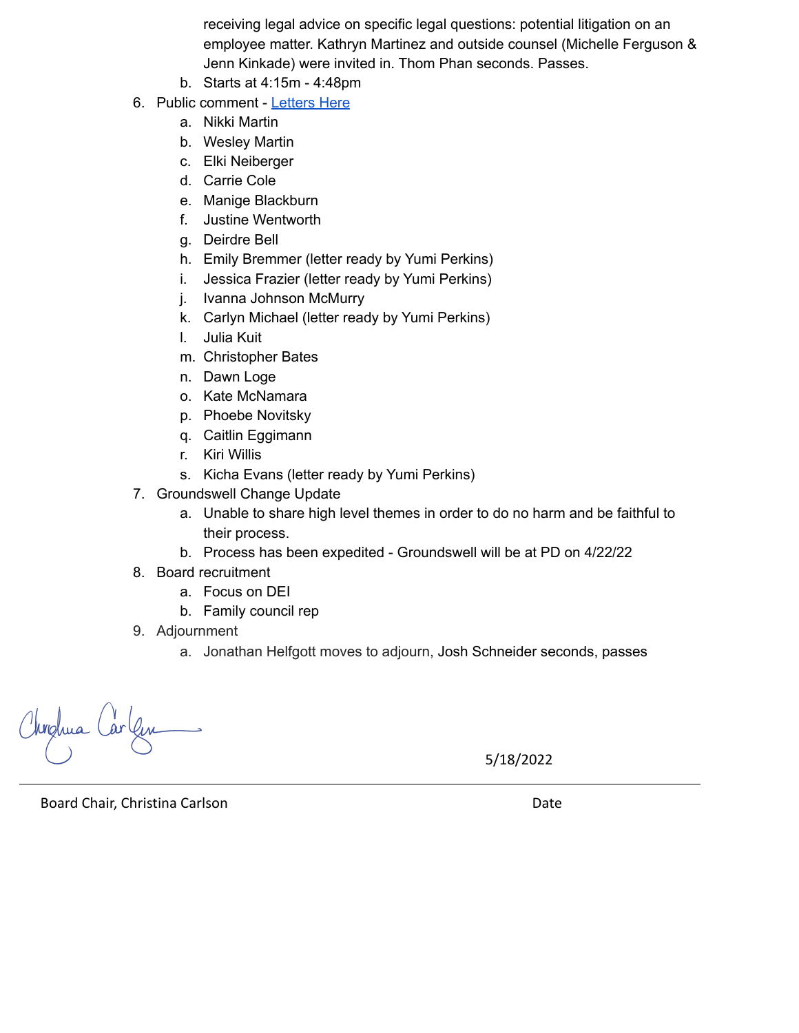receiving legal advice on specific legal questions: potential litigation on an employee matter. Kathryn Martinez and outside counsel (Michelle Ferguson & Jenn Kinkade) were invited in. Thom Phan seconds. Passes.

   b. Starts at 4:15m - 4:48pm

6. Public comment - [Letters Here]
   a. Nikki Martin
   b. Wesley Martin
   c. Elki Neiberger
   d. Carrie Cole
   e. Manige Blackburn
   f. Justine Wentworth
   g. Deirdre Bell
   h. Emily Bremmer (letter ready by Yumi Perkins)
   i. Jessica Frazier (letter ready by Yumi Perkins)
   j. Ivanna Johnson McMurry
   k. Carlyn Michael (letter ready by Yumi Perkins)
   l. Julia Kuit
   m. Christopher Bates
   n. Dawn Loge
   o. Kate McNamara
   p. Phoebe Novitsky
   q. Caitlin Eggimann
   r. Kiri Willis
   s. Kicha Evans (letter ready by Yumi Perkins)
7. Groundswell Change Update
   a. Unable to share high level themes in order to do no harm and be faithful to their process.
   b. Process has been expedited - Groundswell will be at PD on 4/22/22
8. Board recruitment
   a. Focus on DEI
   b. Family council rep
9. Adjournment
   a. Jonathan Helfgott moves to adjourn, Josh Schneider seconds, passes

5/18/2022

Board Chair, Christina Carlson                                                                                    Date